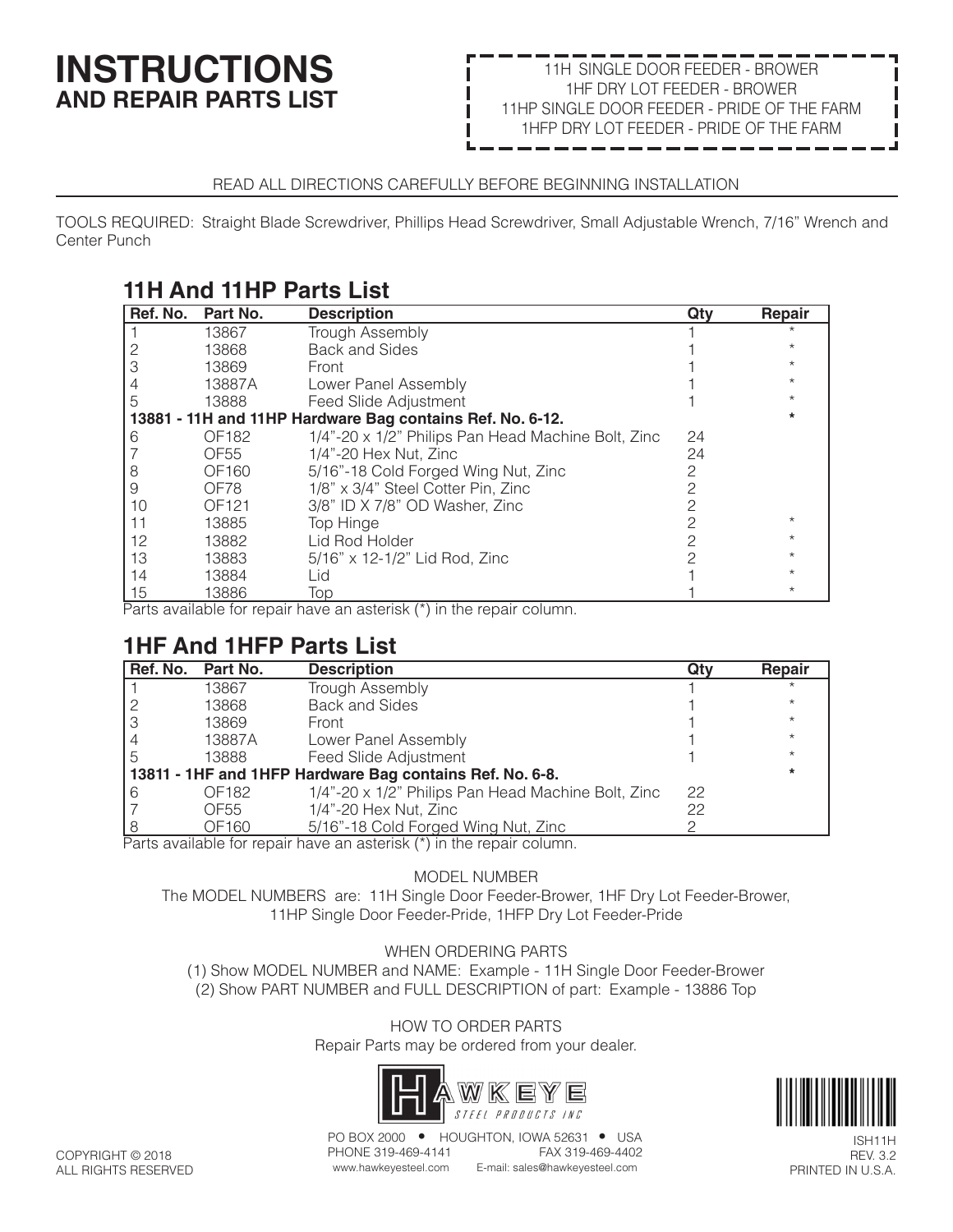# INSTRUCTIONS
## AND REPAIR PARTS LIST

11H SINGLE DOOR FEEDER - BROWER
1HF DRY LOT FEEDER - BROWER
11HP SINGLE DOOR FEEDER - PRIDE OF THE FARM
1HFP DRY LOT FEEDER - PRIDE OF THE FARM

READ ALL DIRECTIONS CAREFULLY BEFORE BEGINNING INSTALLATION

TOOLS REQUIRED: Straight Blade Screwdriver, Phillips Head Screwdriver, Small Adjustable Wrench, 7/16" Wrench and Center Punch

## 11H And 11HP Parts List

| Ref. No. | Part No. | Description | Qty | Repair |
|---|---|---|---|---|
| 1 | 13867 | Trough Assembly | 1 | * |
| 2 | 13868 | Back and Sides | 1 | * |
| 3 | 13869 | Front | 1 | * |
| 4 | 13887A | Lower Panel Assembly | 1 | * |
| 5 | 13888 | Feed Slide Adjustment | 1 | * |
| **13881 - 11H and 11HP Hardware Bag contains Ref. No. 6-12.** | | | | **\*** |
| 6 | OF182 | 1/4"-20 x 1/2" Philips Pan Head Machine Bolt, Zinc | 24 | |
| 7 | OF55 | 1/4"-20 Hex Nut, Zinc | 24 | |
| 8 | OF160 | 5/16"-18 Cold Forged Wing Nut, Zinc | 2 | |
| 9 | OF78 | 1/8" x 3/4" Steel Cotter Pin, Zinc | 2 | |
| 10 | OF121 | 3/8" ID X 7/8" OD Washer, Zinc | 2 | |
| 11 | 13885 | Top Hinge | 2 | * |
| 12 | 13882 | Lid Rod Holder | 2 | * |
| 13 | 13883 | 5/16" x 12-1/2" Lid Rod, Zinc | 2 | * |
| 14 | 13884 | Lid | 1 | * |
| 15 | 13886 | Top | 1 | * |

Parts available for repair have an asterisk (*) in the repair column.

## 1HF And 1HFP Parts List

| Ref. No. | Part No. | Description | Qty | Repair |
|---|---|---|---|---|
| 1 | 13867 | Trough Assembly | 1 | * |
| 2 | 13868 | Back and Sides | 1 | * |
| 3 | 13869 | Front | 1 | * |
| 4 | 13887A | Lower Panel Assembly | 1 | * |
| 5 | 13888 | Feed Slide Adjustment | 1 | * |
| **13811 - 1HF and 1HFP Hardware Bag contains Ref. No. 6-8.** | | | | **\*** |
| 6 | OF182 | 1/4"-20 x 1/2" Philips Pan Head Machine Bolt, Zinc | 22 | |
| 7 | OF55 | 1/4"-20 Hex Nut, Zinc | 22 | |
| 8 | OF160 | 5/16"-18 Cold Forged Wing Nut, Zinc | 2 | |

Parts available for repair have an asterisk (*) in the repair column.

MODEL NUMBER

The MODEL NUMBERS are: 11H Single Door Feeder-Brower, 1HF Dry Lot Feeder-Brower, 11HP Single Door Feeder-Pride, 1HFP Dry Lot Feeder-Pride

WHEN ORDERING PARTS

(1) Show MODEL NUMBER and NAME: Example - 11H Single Door Feeder-Brower
(2) Show PART NUMBER and FULL DESCRIPTION of part: Example - 13886 Top

HOW TO ORDER PARTS

Repair Parts may be ordered from your dealer.

HAWKEYE STEEL PRODUCTS INC

PO BOX 2000 • HOUGHTON, IOWA 52631 • USA
PHONE 319-469-4141 FAX 319-469-4402
www.hawkeyesteel.com E-mail: sales@hawkeyesteel.com

COPYRIGHT © 2018
ALL RIGHTS RESERVED

ISH11H
REV. 3.2
PRINTED IN U.S.A.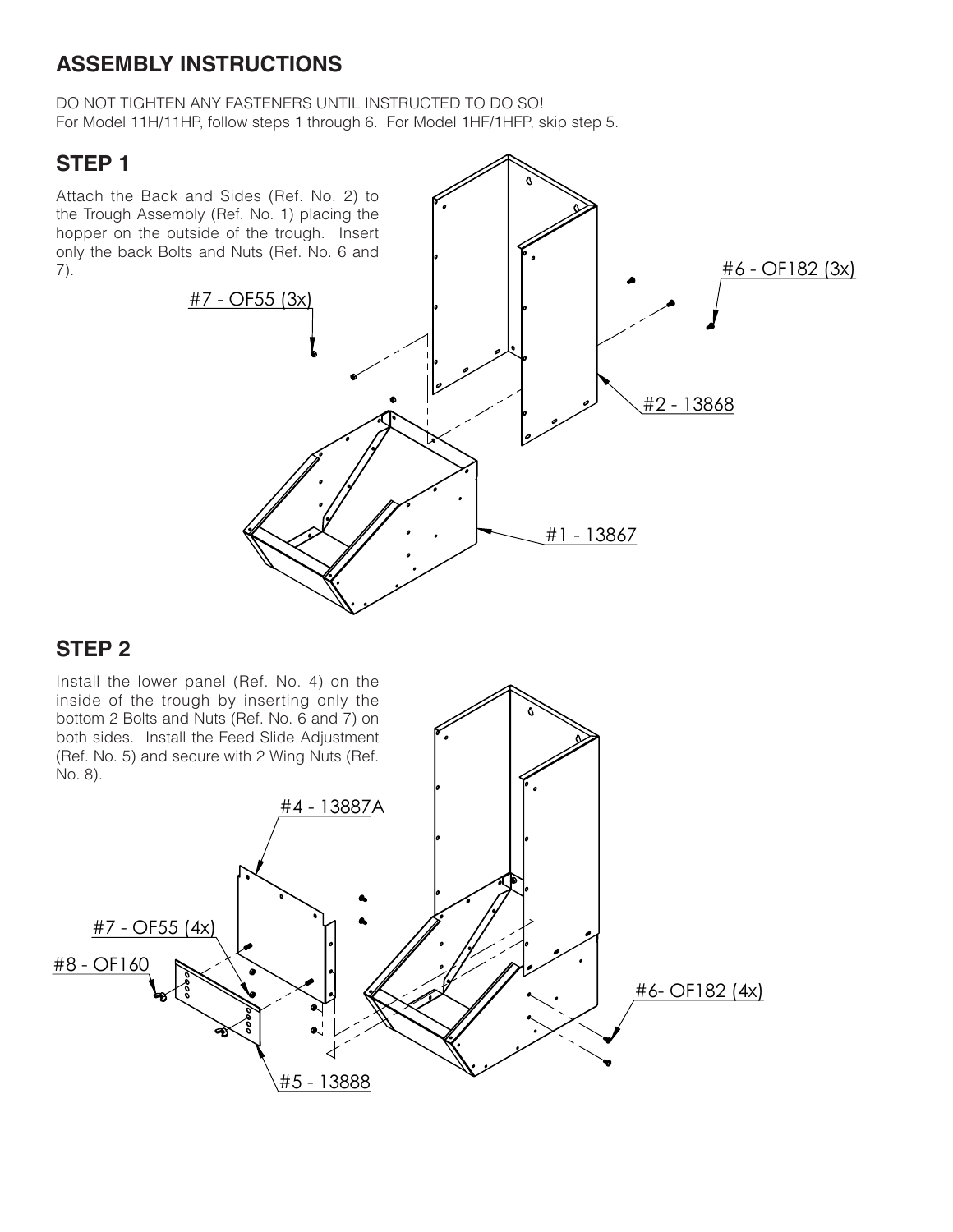## ASSEMBLY INSTRUCTIONS

DO NOT TIGHTEN ANY FASTENERS UNTIL INSTRUCTED TO DO SO!
For Model 11H/11HP, follow steps 1 through 6. For Model 1HF/1HFP, skip step 5.

### STEP 1

Attach the Back and Sides (Ref. No. 2) to the Trough Assembly (Ref. No. 1) placing the hopper on the outside of the trough. Insert only the back Bolts and Nuts (Ref. No. 6 and 7).

#6 - OF182 (3x)

#7 - OF55 (3x)

#2 - 13868

#1 - 13867

### STEP 2

Install the lower panel (Ref. No. 4) on the inside of the trough by inserting only the bottom 2 Bolts and Nuts (Ref. No. 6 and 7) on both sides. Install the Feed Slide Adjustment (Ref. No. 5) and secure with 2 Wing Nuts (Ref. No. 8).

#4 - 13887A

#7 - OF55 (4x)

#8 - OF160

#6- OF182 (4x)

#5 - 13888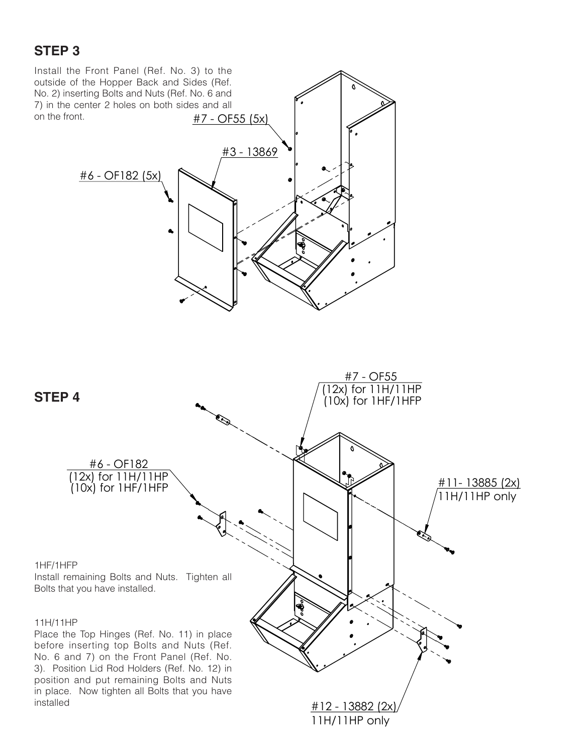## STEP 3

Install the Front Panel (Ref. No. 3) to the outside of the Hopper Back and Sides (Ref. No. 2) inserting Bolts and Nuts (Ref. No. 6 and 7) in the center 2 holes on both sides and all on the front.

#7 - OF55 (5x)

#3 - 13869

#6 - OF182 (5x)

## STEP 4

#7 - OF55
(12x) for 11H/11HP
(10x) for 1HF/1HFP

#6 - OF182
(12x) for 11H/11HP
(10x) for 1HF/1HFP

#11- 13885 (2x)
11H/11HP only

#12 - 13882 (2x)
11H/11HP only

1HF/1HFP
Install remaining Bolts and Nuts. Tighten all Bolts that you have installed.

11H/11HP
Place the Top Hinges (Ref. No. 11) in place before inserting top Bolts and Nuts (Ref. No. 6 and 7) on the Front Panel (Ref. No. 3). Position Lid Rod Holders (Ref. No. 12) in position and put remaining Bolts and Nuts in place. Now tighten all Bolts that you have installed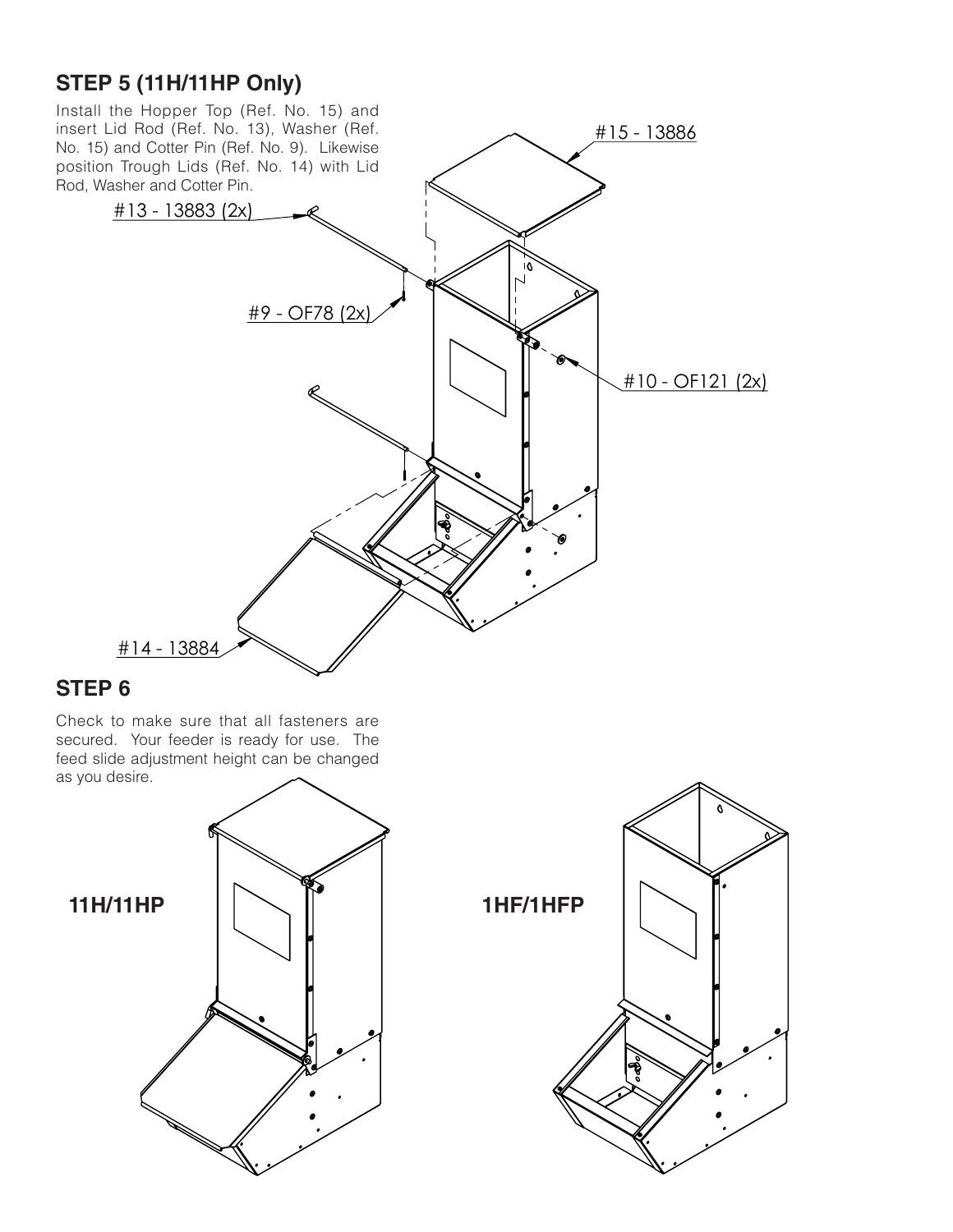## STEP 5 (11H/11HP Only)

Install the Hopper Top (Ref. No. 15) and insert Lid Rod (Ref. No. 13), Washer (Ref. No. 15) and Cotter Pin (Ref. No. 9). Likewise position Trough Lids (Ref. No. 14) with Lid Rod, Washer and Cotter Pin.

#15 - 13886

#13 - 13883 (2x)

#9 - OF78 (2x)

#10 - OF121 (2x)

#14 - 13884

## STEP 6

Check to make sure that all fasteners are secured. Your feeder is ready for use. The feed slide adjustment height can be changed as you desire.

**11H/11HP**

**1HF/1HFP**